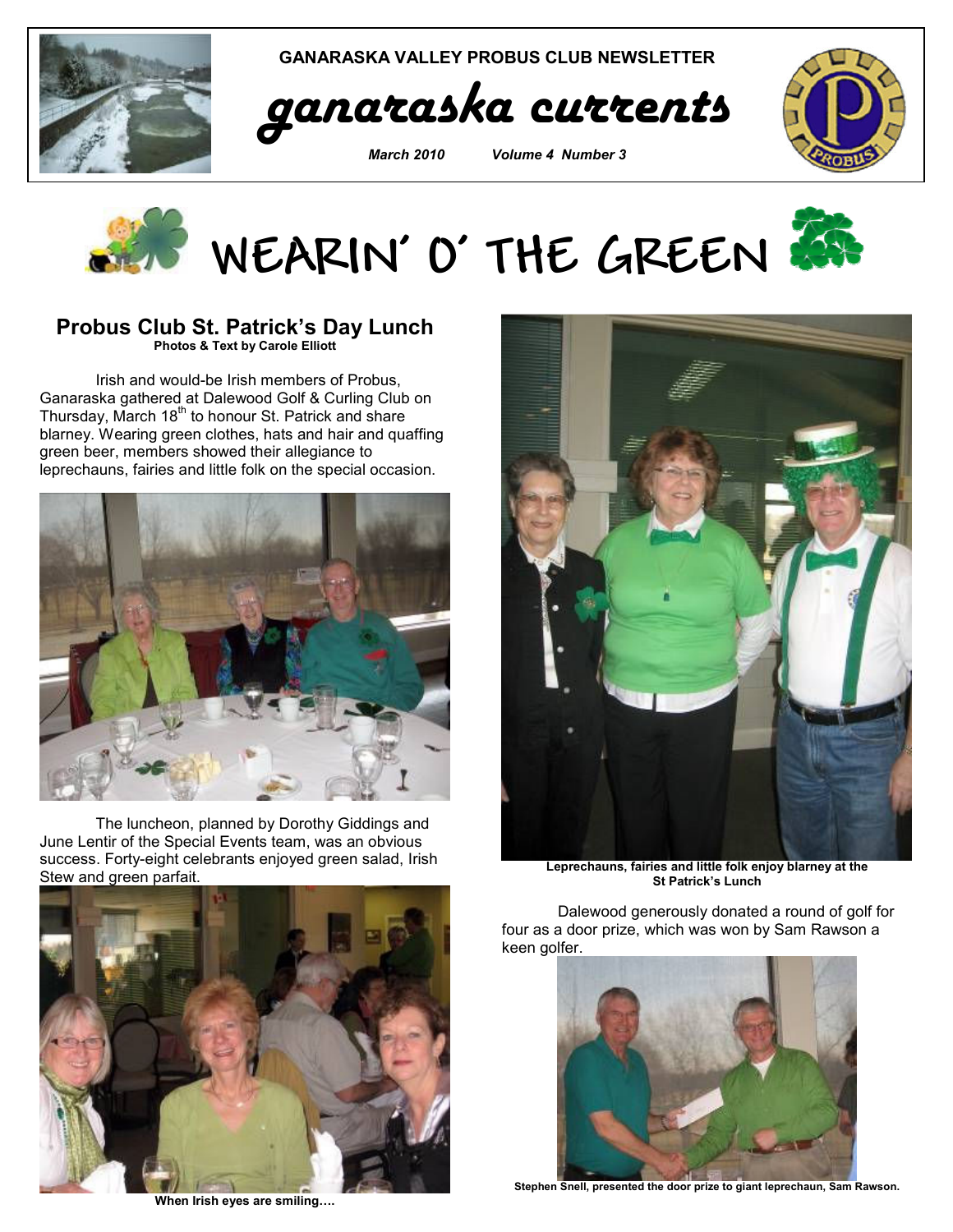GANARASKA VALLEY PROBUS CLUB NEWSLETTER

# ganaraska currents

*March 2010 Volume 4 Number 3*

# WEARIN' O' THE GREEN

## Probus Club St. Patrick's Day Lunch

**Photos & Text by Carole Elliott**

Irish and would-be Irish members of Probus, Ganaraska gathered at Dalewood Golf & Curling Club on Thursday, March 18th to honour St. Patrick and share blarney. Wearing green clothes, hats and hair and quaffing green beer, members showed their allegiance to leprechauns, fairies and little folk on the special occasion.

The luncheon, planned by Dorothy Giddings and June Lentir of the Special Events team, was an obvious success. Forty-eight celebrants enjoyed green salad, Irish Stew and green parfait.

**When Irish eyes are smiling….**

**Leprechauns, fairies and little folk enjoy blarney at the St Patrick's Lunch**

Dalewood generously donated a round of golf for four as a door prize, which was won by Sam Rawson a keen golfer.

**Stephen Snell, presented the door prize to giant leprechaun, Sam Rawson.**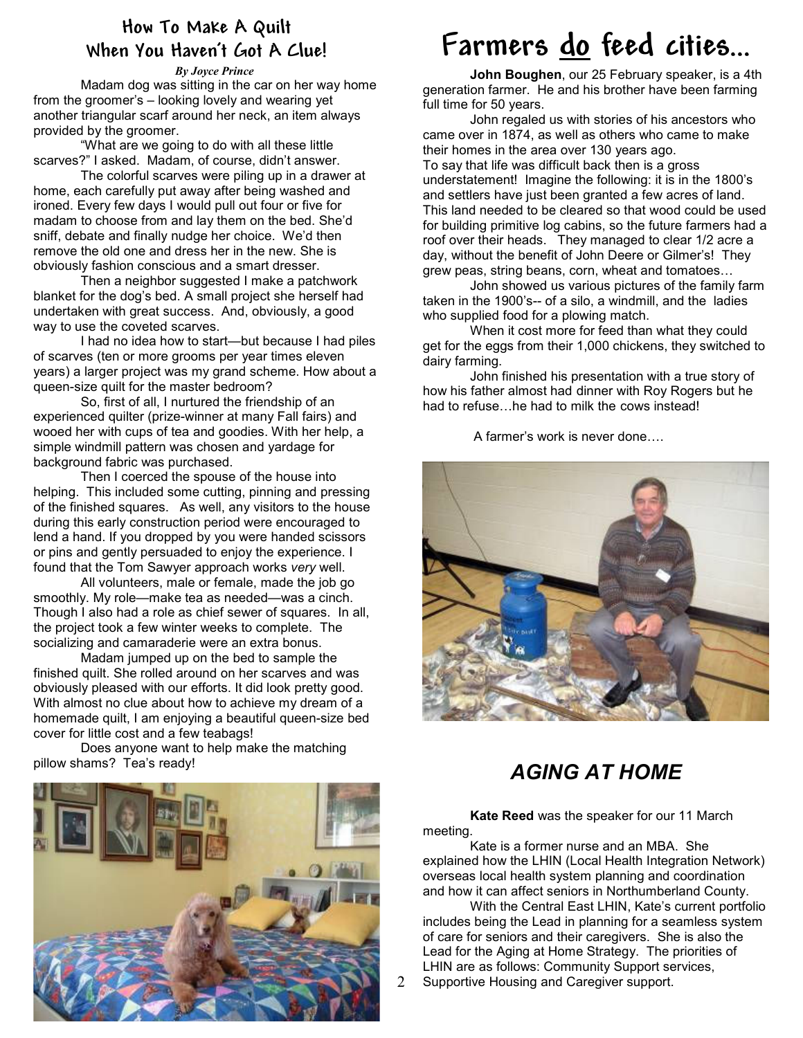## How To Make A Quilt When You Haven't Got A Clue!

***By Joyce Prince***

Madam dog was sitting in the car on her way home from the groomer's – looking lovely and wearing yet another triangular scarf around her neck, an item always provided by the groomer.

"What are we going to do with all these little scarves?" I asked. Madam, of course, didn't answer.

The colorful scarves were piling up in a drawer at home, each carefully put away after being washed and ironed. Every few days I would pull out four or five for madam to choose from and lay them on the bed. She'd sniff, debate and finally nudge her choice. We'd then remove the old one and dress her in the new. She is obviously fashion conscious and a smart dresser.

Then a neighbor suggested I make a patchwork blanket for the dog's bed. A small project she herself had undertaken with great success. And, obviously, a good way to use the coveted scarves.

I had no idea how to start—but because I had piles of scarves (ten or more grooms per year times eleven years) a larger project was my grand scheme. How about a queen-size quilt for the master bedroom?

So, first of all, I nurtured the friendship of an experienced quilter (prize-winner at many Fall fairs) and wooed her with cups of tea and goodies. With her help, a simple windmill pattern was chosen and yardage for background fabric was purchased.

Then I coerced the spouse of the house into helping. This included some cutting, pinning and pressing of the finished squares. As well, any visitors to the house during this early construction period were encouraged to lend a hand. If you dropped by you were handed scissors or pins and gently persuaded to enjoy the experience. I found that the Tom Sawyer approach works *very* well.

All volunteers, male or female, made the job go smoothly. My role—make tea as needed—was a cinch. Though I also had a role as chief sewer of squares. In all, the project took a few winter weeks to complete. The socializing and camaraderie were an extra bonus.

Madam jumped up on the bed to sample the finished quilt. She rolled around on her scarves and was obviously pleased with our efforts. It did look pretty good. With almost no clue about how to achieve my dream of a homemade quilt, I am enjoying a beautiful queen-size bed cover for little cost and a few teabags!

Does anyone want to help make the matching pillow shams? Tea's ready!

# Farmers <u>do</u> feed cities...

**John Boughen**, our 25 February speaker, is a 4th generation farmer. He and his brother have been farming full time for 50 years.

John regaled us with stories of his ancestors who came over in 1874, as well as others who came to make their homes in the area over 130 years ago.

To say that life was difficult back then is a gross understatement! Imagine the following: it is in the 1800's and settlers have just been granted a few acres of land. This land needed to be cleared so that wood could be used for building primitive log cabins, so the future farmers had a roof over their heads. They managed to clear 1/2 acre a day, without the benefit of John Deere or Gilmer's! They grew peas, string beans, corn, wheat and tomatoes…

John showed us various pictures of the family farm taken in the 1900's-- of a silo, a windmill, and the ladies who supplied food for a plowing match.

When it cost more for feed than what they could get for the eggs from their 1,000 chickens, they switched to dairy farming.

John finished his presentation with a true story of how his father almost had dinner with Roy Rogers but he had to refuse…he had to milk the cows instead!

A farmer's work is never done….

## *AGING AT HOME*

**Kate Reed** was the speaker for our 11 March meeting.

Kate is a former nurse and an MBA. She explained how the LHIN (Local Health Integration Network) overseas local health system planning and coordination and how it can affect seniors in Northumberland County.

With the Central East LHIN, Kate's current portfolio includes being the Lead in planning for a seamless system of care for seniors and their caregivers. She is also the Lead for the Aging at Home Strategy. The priorities of LHIN are as follows: Community Support services, Supportive Housing and Caregiver support.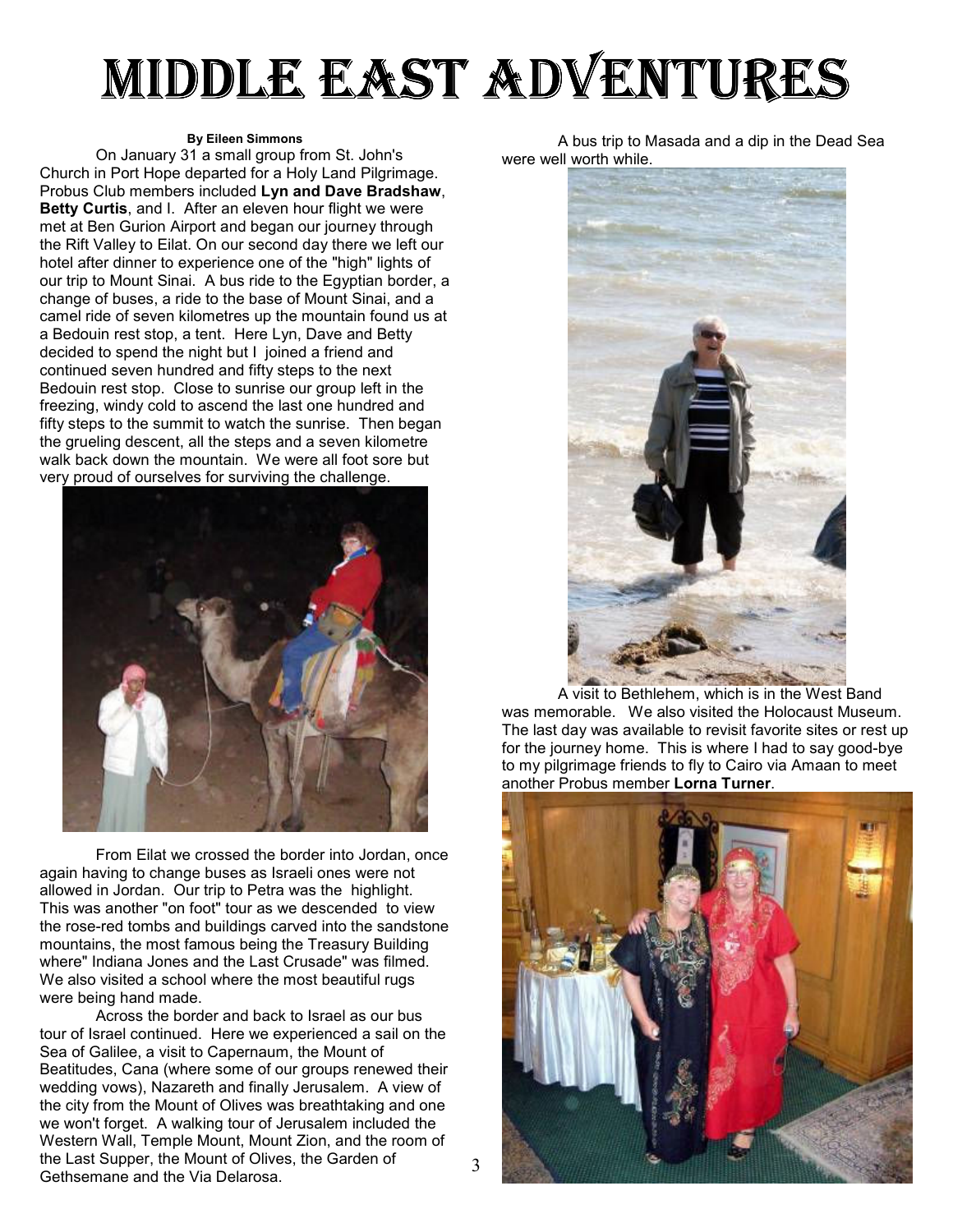# MIDDLE EAST ADVENTURES

**By Eileen Simmons**

On January 31 a small group from St. John's Church in Port Hope departed for a Holy Land Pilgrimage. Probus Club members included **Lyn and Dave Bradshaw**, **Betty Curtis**, and I. After an eleven hour flight we were met at Ben Gurion Airport and began our journey through the Rift Valley to Eilat. On our second day there we left our hotel after dinner to experience one of the "high" lights of our trip to Mount Sinai. A bus ride to the Egyptian border, a change of buses, a ride to the base of Mount Sinai, and a camel ride of seven kilometres up the mountain found us at a Bedouin rest stop, a tent. Here Lyn, Dave and Betty decided to spend the night but I joined a friend and continued seven hundred and fifty steps to the next Bedouin rest stop. Close to sunrise our group left in the freezing, windy cold to ascend the last one hundred and fifty steps to the summit to watch the sunrise. Then began the grueling descent, all the steps and a seven kilometre walk back down the mountain. We were all foot sore but very proud of ourselves for surviving the challenge.

From Eilat we crossed the border into Jordan, once again having to change buses as Israeli ones were not allowed in Jordan. Our trip to Petra was the highlight. This was another "on foot" tour as we descended to view the rose-red tombs and buildings carved into the sandstone mountains, the most famous being the Treasury Building where" Indiana Jones and the Last Crusade" was filmed. We also visited a school where the most beautiful rugs were being hand made.

Across the border and back to Israel as our bus tour of Israel continued. Here we experienced a sail on the Sea of Galilee, a visit to Capernaum, the Mount of Beatitudes, Cana (where some of our groups renewed their wedding vows), Nazareth and finally Jerusalem. A view of the city from the Mount of Olives was breathtaking and one we won't forget. A walking tour of Jerusalem included the Western Wall, Temple Mount, Mount Zion, and the room of the Last Supper, the Mount of Olives, the Garden of Gethsemane and the Via Delarosa.

A bus trip to Masada and a dip in the Dead Sea were well worth while.

A visit to Bethlehem, which is in the West Band was memorable. We also visited the Holocaust Museum. The last day was available to revisit favorite sites or rest up for the journey home. This is where I had to say good-bye to my pilgrimage friends to fly to Cairo via Amaan to meet another Probus member **Lorna Turner**.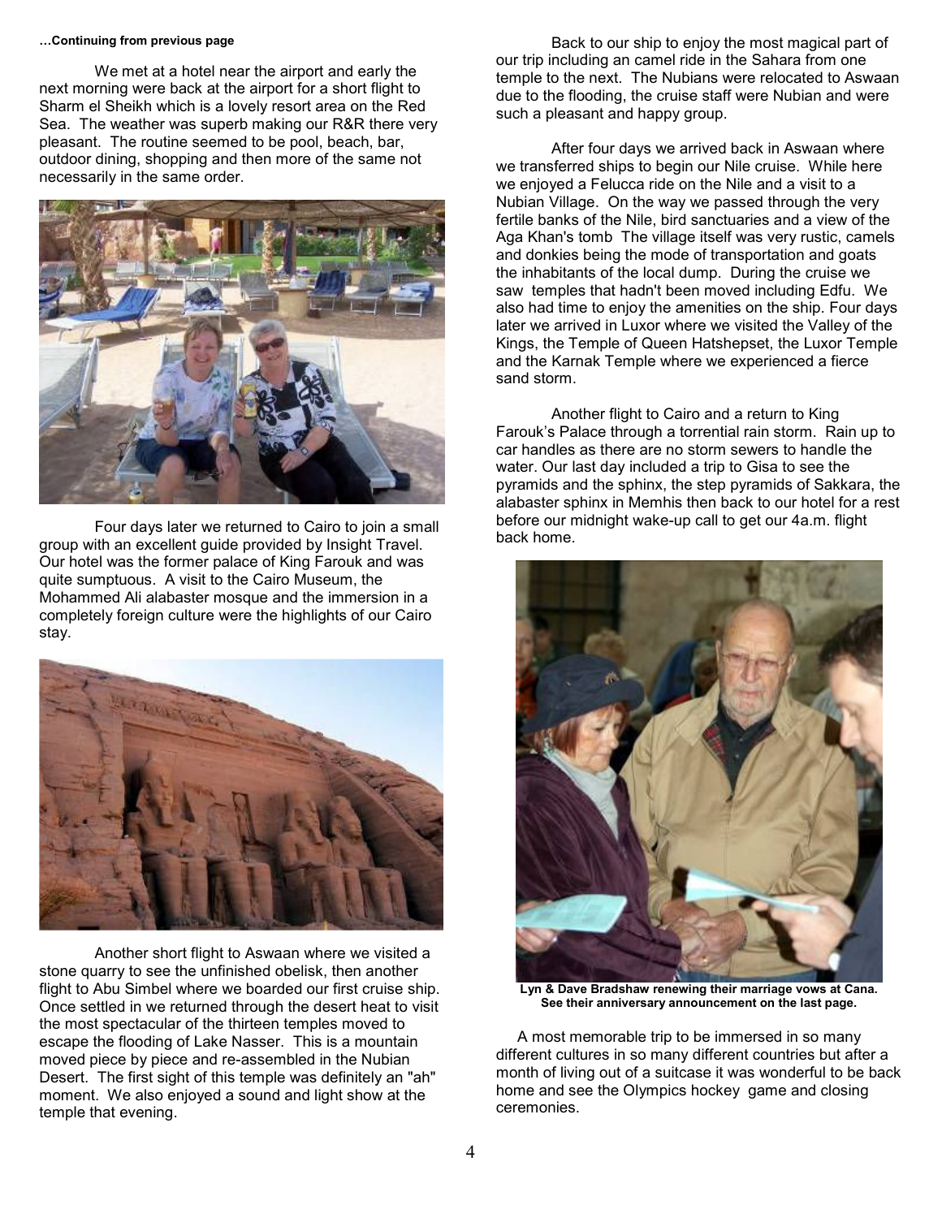**...Continuing from previous page**

We met at a hotel near the airport and early the next morning were back at the airport for a short flight to Sharm el Sheikh which is a lovely resort area on the Red Sea. The weather was superb making our R&R there very pleasant. The routine seemed to be pool, beach, bar, outdoor dining, shopping and then more of the same not necessarily in the same order.

Four days later we returned to Cairo to join a small group with an excellent guide provided by Insight Travel. Our hotel was the former palace of King Farouk and was quite sumptuous. A visit to the Cairo Museum, the Mohammed Ali alabaster mosque and the immersion in a completely foreign culture were the highlights of our Cairo stay.

Another short flight to Aswaan where we visited a stone quarry to see the unfinished obelisk, then another flight to Abu Simbel where we boarded our first cruise ship. Once settled in we returned through the desert heat to visit the most spectacular of the thirteen temples moved to escape the flooding of Lake Nasser. This is a mountain moved piece by piece and re-assembled in the Nubian Desert. The first sight of this temple was definitely an "ah" moment. We also enjoyed a sound and light show at the temple that evening.

Back to our ship to enjoy the most magical part of our trip including an camel ride in the Sahara from one temple to the next. The Nubians were relocated to Aswaan due to the flooding, the cruise staff were Nubian and were such a pleasant and happy group.

After four days we arrived back in Aswaan where we transferred ships to begin our Nile cruise. While here we enjoyed a Felucca ride on the Nile and a visit to a Nubian Village. On the way we passed through the very fertile banks of the Nile, bird sanctuaries and a view of the Aga Khan's tomb The village itself was very rustic, camels and donkies being the mode of transportation and goats the inhabitants of the local dump. During the cruise we saw temples that hadn't been moved including Edfu. We also had time to enjoy the amenities on the ship. Four days later we arrived in Luxor where we visited the Valley of the Kings, the Temple of Queen Hatshepset, the Luxor Temple and the Karnak Temple where we experienced a fierce sand storm.

Another flight to Cairo and a return to King Farouk's Palace through a torrential rain storm. Rain up to car handles as there are no storm sewers to handle the water. Our last day included a trip to Gisa to see the pyramids and the sphinx, the step pyramids of Sakkara, the alabaster sphinx in Memhis then back to our hotel for a rest before our midnight wake-up call to get our 4a.m. flight back home.

**Lyn & Dave Bradshaw renewing their marriage vows at Cana. See their anniversary announcement on the last page.**

A most memorable trip to be immersed in so many different cultures in so many different countries but after a month of living out of a suitcase it was wonderful to be back home and see the Olympics hockey game and closing ceremonies.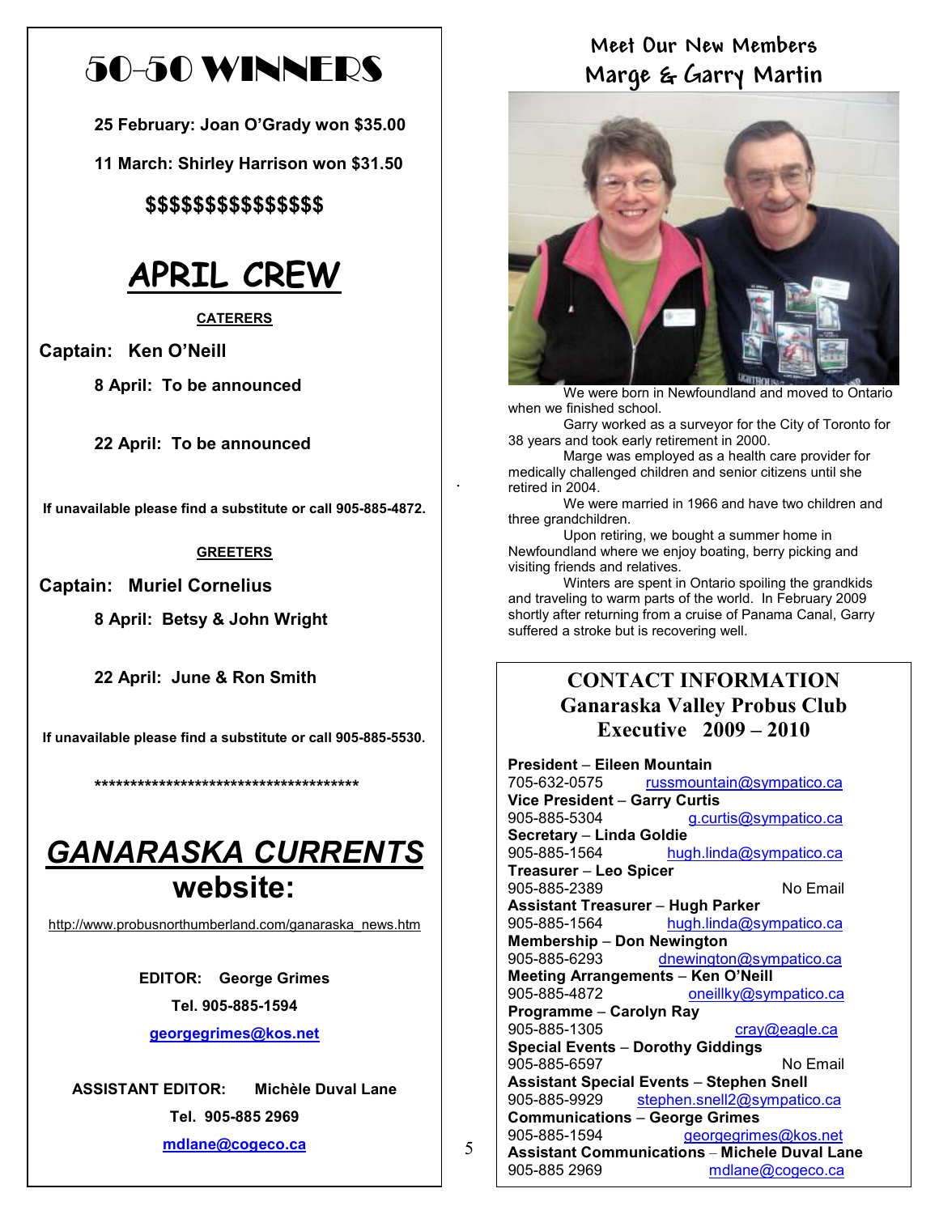# 50-50 WINNERS

**25 February: Joan O'Grady won $35.00**

**11 March: Shirley Harrison won $31.50**

**$$$$$$$$$$$$$$$**

# APRIL CREW

**CATERERS**

**Captain: Ken O'Neill**

**8 April: To be announced**

**22 April: To be announced**

**If unavailable please find a substitute or call 905-885-4872.**

**GREETERS**

**Captain: Muriel Cornelius**

**8 April: Betsy & John Wright**

**22 April: June & Ron Smith**

**If unavailable please find a substitute or call 905-885-5530.**

**************************************

# *GANARASKA CURRENTS* website:

http://www.probusnorthumberland.com/ganaraska_news.htm

**EDITOR: George Grimes**

**Tel. 905-885-1594**

**georgegrimes@kos.net**

**ASSISTANT EDITOR: Michèle Duval Lane**

**Tel. 905-885 2969**

**mdlane@cogeco.ca**

## Meet Our New Members Marge & Garry Martin

We were born in Newfoundland and moved to Ontario when we finished school.

Garry worked as a surveyor for the City of Toronto for 38 years and took early retirement in 2000.

Marge was employed as a health care provider for medically challenged children and senior citizens until she retired in 2004.

We were married in 1966 and have two children and three grandchildren.

Upon retiring, we bought a summer home in Newfoundland where we enjoy boating, berry picking and visiting friends and relatives.

Winters are spent in Ontario spoiling the grandkids and traveling to warm parts of the world. In February 2009 shortly after returning from a cruise of Panama Canal, Garry suffered a stroke but is recovering well.

## CONTACT INFORMATION Ganaraska Valley Probus Club Executive 2009 – 2010

**President** – **Eileen Mountain**
705-632-0575 russmountain@sympatico.ca

**Vice President** – **Garry Curtis**
905-885-5304 g.curtis@sympatico.ca

**Secretary** – **Linda Goldie**
905-885-1564 hugh.linda@sympatico.ca

**Treasurer** – **Leo Spicer**
905-885-2389 No Email

**Assistant Treasurer** – **Hugh Parker**
905-885-1564 hugh.linda@sympatico.ca

**Membership** – **Don Newington**
905-885-6293 dnewington@sympatico.ca

**Meeting Arrangements** – **Ken O'Neill**
905-885-4872 oneillky@sympatico.ca

**Programme** – **Carolyn Ray**
905-885-1305 cray@eagle.ca

**Special Events** – **Dorothy Giddings**
905-885-6597 No Email

**Assistant Special Events** – **Stephen Snell**
905-885-9929 stephen.snell2@sympatico.ca

**Communications** – **George Grimes**
905-885-1594 georgegrimes@kos.net

**Assistant Communications** – **Michele Duval Lane**
905-885 2969 mdlane@cogeco.ca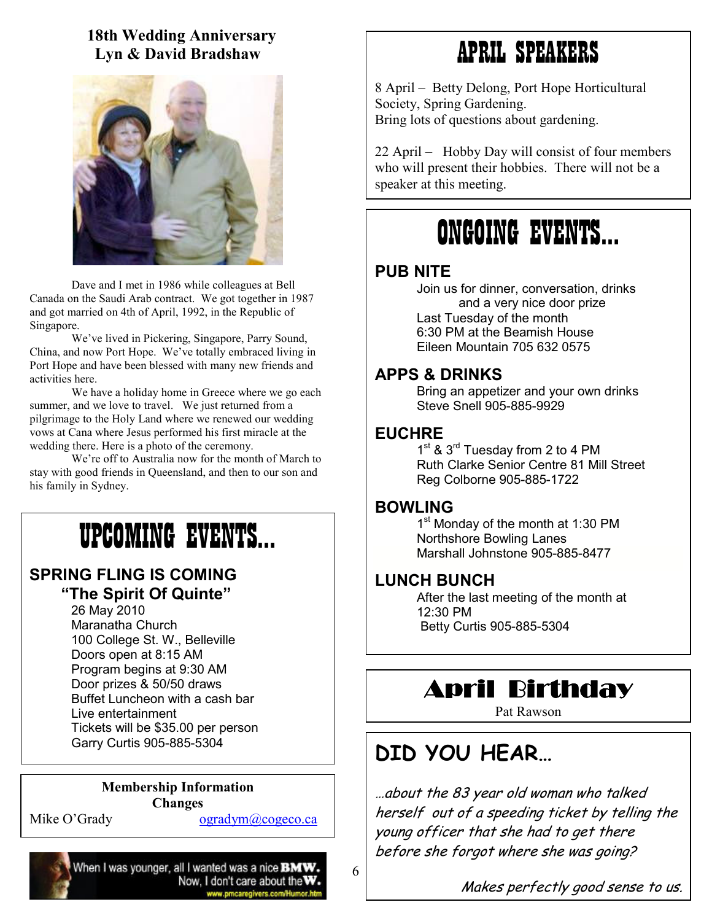## 18th Wedding Anniversary
## Lyn & David Bradshaw

Dave and I met in 1986 while colleagues at Bell Canada on the Saudi Arab contract. We got together in 1987 and got married on 4th of April, 1992, in the Republic of Singapore.

We've lived in Pickering, Singapore, Parry Sound, China, and now Port Hope. We've totally embraced living in Port Hope and have been blessed with many new friends and activities here.

We have a holiday home in Greece where we go each summer, and we love to travel. We just returned from a pilgrimage to the Holy Land where we renewed our wedding vows at Cana where Jesus performed his first miracle at the wedding there. Here is a photo of the ceremony.

We're off to Australia now for the month of March to stay with good friends in Queensland, and then to our son and his family in Sydney.

# UPCOMING EVENTS...

### SPRING FLING IS COMING
### "The Spirit Of Quinte"

26 May 2010
Maranatha Church
100 College St. W., Belleville
Doors open at 8:15 AM
Program begins at 9:30 AM
Door prizes & 50/50 draws
Buffet Luncheon with a cash bar
Live entertainment
Tickets will be $35.00 per person
Garry Curtis 905-885-5304

**Membership Information Changes**

Mike O'Grady ogradym@cogeco.ca

When I was younger, all I wanted was a nice **BMW.** Now, I don't care about the **W.**
www.pmcaregivers.com/Humor.htm

# APRIL SPEAKERS

8 April – Betty Delong, Port Hope Horticultural Society, Spring Gardening.
Bring lots of questions about gardening.

22 April – Hobby Day will consist of four members who will present their hobbies. There will not be a speaker at this meeting.

# ONGOING EVENTS...

### PUB NITE

Join us for dinner, conversation, drinks and a very nice door prize
Last Tuesday of the month
6:30 PM at the Beamish House
Eileen Mountain 705 632 0575

### APPS & DRINKS

Bring an appetizer and your own drinks
Steve Snell 905-885-9929

### EUCHRE

1st & 3rd Tuesday from 2 to 4 PM
Ruth Clarke Senior Centre 81 Mill Street
Reg Colborne 905-885-1722

### BOWLING

1st Monday of the month at 1:30 PM
Northshore Bowling Lanes
Marshall Johnstone 905-885-8477

### LUNCH BUNCH

After the last meeting of the month at 12:30 PM
Betty Curtis 905-885-5304

# April Birthday

Pat Rawson

# DID YOU HEAR...

*...about the 83 year old woman who talked herself out of a speeding ticket by telling the young officer that she had to get there before she forgot where she was going?*

*Makes perfectly good sense to us.*